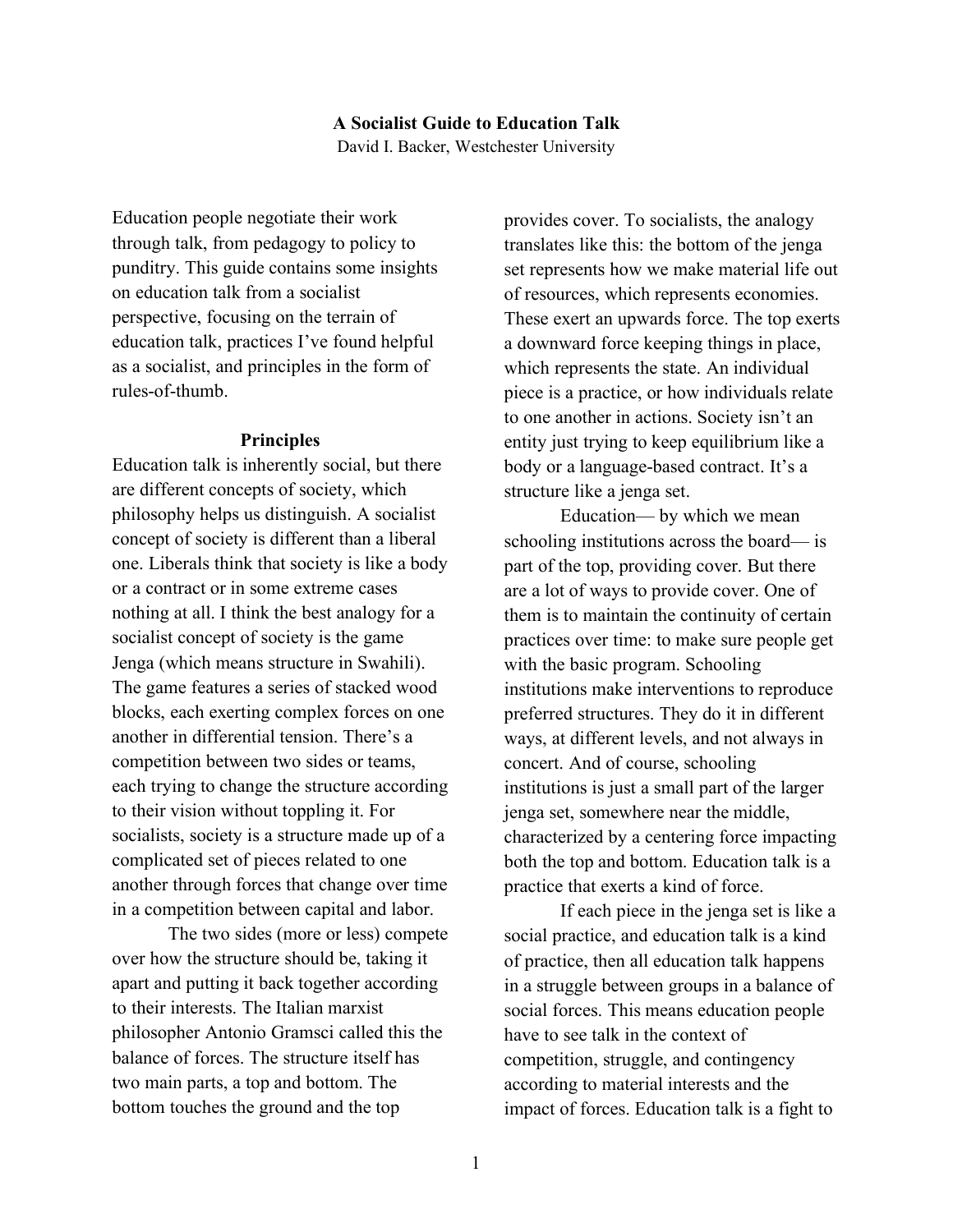# A Socialist Guide to Education Talk

David I. Backer, Westchester University

Education people negotiate their work through talk, from pedagogy to policy to punditry. This guide contains some insights on education talk from a socialist perspective, focusing on the terrain of education talk, practices I've found helpful as a socialist, and principles in the form of rules-of-thumb.

## Principles

Education talk is inherently social, but there are different concepts of society, which philosophy helps us distinguish. A socialist concept of society is different than a liberal one. Liberals think that society is like a body or a contract or in some extreme cases nothing at all. I think the best analogy for a socialist concept of society is the game Jenga (which means structure in Swahili). The game features a series of stacked wood blocks, each exerting complex forces on one another in differential tension. There's a competition between two sides or teams, each trying to change the structure according to their vision without toppling it. For socialists, society is a structure made up of a complicated set of pieces related to one another through forces that change over time in a competition between capital and labor.

The two sides (more or less) compete over how the structure should be, taking it apart and putting it back together according to their interests. The Italian marxist philosopher Antonio Gramsci called this the balance of forces. The structure itself has two main parts, a top and bottom. The bottom touches the ground and the top provides cover. To socialists, the analogy translates like this: the bottom of the jenga set represents how we make material life out of resources, which represents economies. These exert an upwards force. The top exerts a downward force keeping things in place, which represents the state. An individual piece is a practice, or how individuals relate to one another in actions. Society isn't an entity just trying to keep equilibrium like a body or a language-based contract. It's a structure like a jenga set.

Education— by which we mean schooling institutions across the board— is part of the top, providing cover. But there are a lot of ways to provide cover. One of them is to maintain the continuity of certain practices over time: to make sure people get with the basic program. Schooling institutions make interventions to reproduce preferred structures. They do it in different ways, at different levels, and not always in concert. And of course, schooling institutions is just a small part of the larger jenga set, somewhere near the middle, characterized by a centering force impacting both the top and bottom. Education talk is a practice that exerts a kind of force.

If each piece in the jenga set is like a social practice, and education talk is a kind of practice, then all education talk happens in a struggle between groups in a balance of social forces. This means education people have to see talk in the context of competition, struggle, and contingency according to material interests and the impact of forces. Education talk is a fight to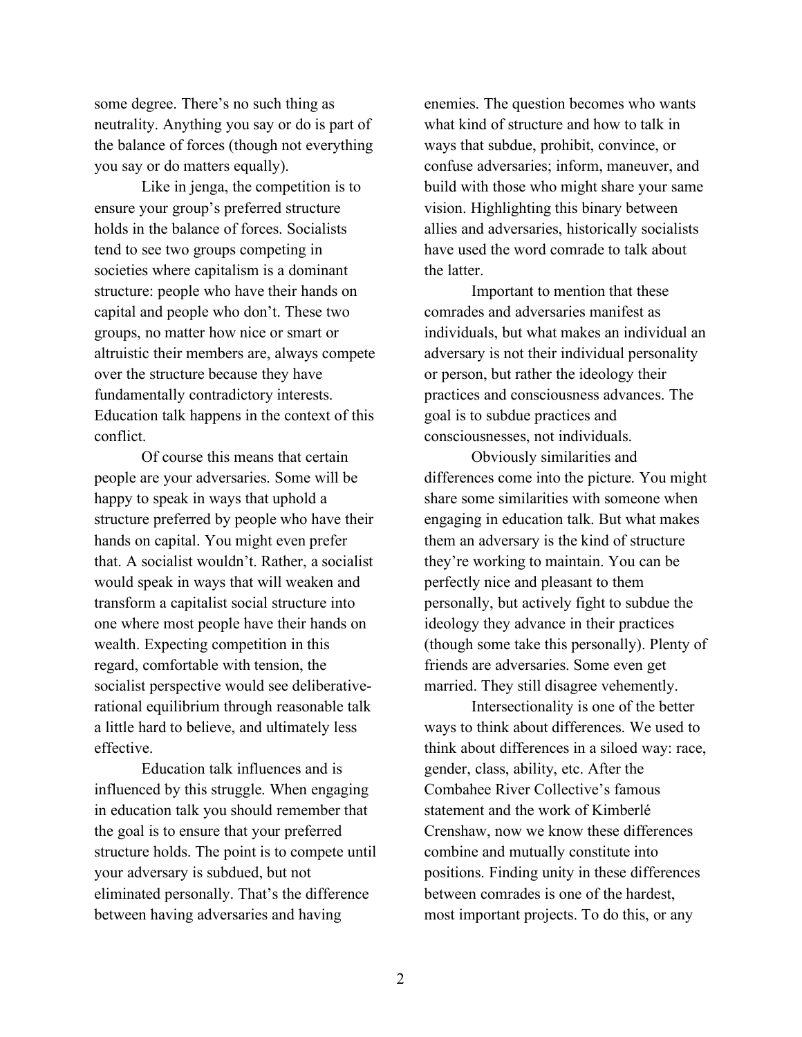some degree. There's no such thing as neutrality. Anything you say or do is part of the balance of forces (though not everything you say or do matters equally).

Like in jenga, the competition is to ensure your group's preferred structure holds in the balance of forces. Socialists tend to see two groups competing in societies where capitalism is a dominant structure: people who have their hands on capital and people who don't. These two groups, no matter how nice or smart or altruistic their members are, always compete over the structure because they have fundamentally contradictory interests. Education talk happens in the context of this conflict.

Of course this means that certain people are your adversaries. Some will be happy to speak in ways that uphold a structure preferred by people who have their hands on capital. You might even prefer that. A socialist wouldn't. Rather, a socialist would speak in ways that will weaken and transform a capitalist social structure into one where most people have their hands on wealth. Expecting competition in this regard, comfortable with tension, the socialist perspective would see deliberative-rational equilibrium through reasonable talk a little hard to believe, and ultimately less effective.

Education talk influences and is influenced by this struggle. When engaging in education talk you should remember that the goal is to ensure that your preferred structure holds. The point is to compete until your adversary is subdued, but not eliminated personally. That's the difference between having adversaries and having enemies. The question becomes who wants what kind of structure and how to talk in ways that subdue, prohibit, convince, or confuse adversaries; inform, maneuver, and build with those who might share your same vision. Highlighting this binary between allies and adversaries, historically socialists have used the word comrade to talk about the latter.

Important to mention that these comrades and adversaries manifest as individuals, but what makes an individual an adversary is not their individual personality or person, but rather the ideology their practices and consciousness advances. The goal is to subdue practices and consciousnesses, not individuals.

Obviously similarities and differences come into the picture. You might share some similarities with someone when engaging in education talk. But what makes them an adversary is the kind of structure they're working to maintain. You can be perfectly nice and pleasant to them personally, but actively fight to subdue the ideology they advance in their practices (though some take this personally). Plenty of friends are adversaries. Some even get married. They still disagree vehemently.

Intersectionality is one of the better ways to think about differences. We used to think about differences in a siloed way: race, gender, class, ability, etc. After the Combahee River Collective's famous statement and the work of Kimberlé Crenshaw, now we know these differences combine and mutually constitute into positions. Finding unity in these differences between comrades is one of the hardest, most important projects. To do this, or any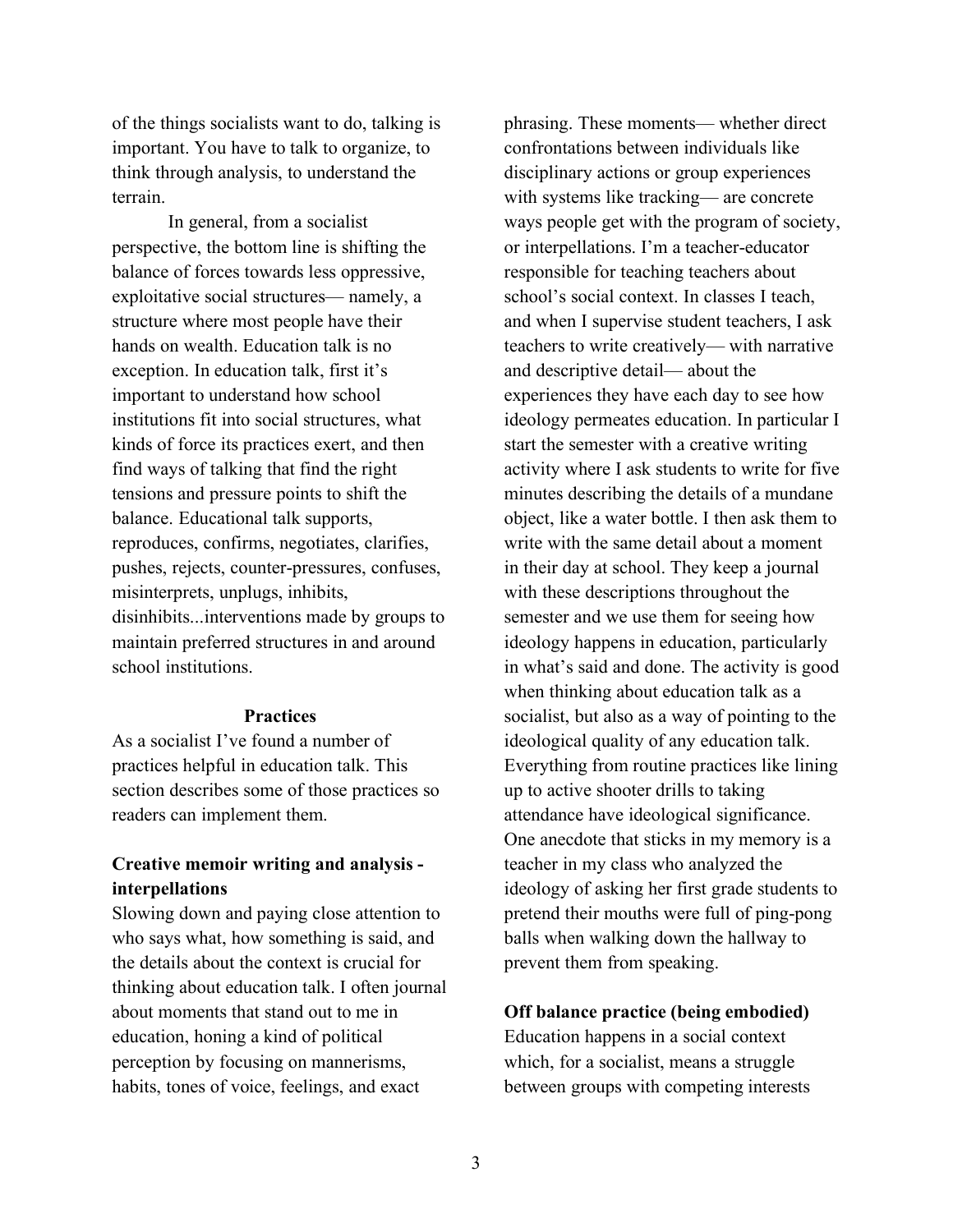of the things socialists want to do, talking is important. You have to talk to organize, to think through analysis, to understand the terrain.

In general, from a socialist perspective, the bottom line is shifting the balance of forces towards less oppressive, exploitative social structures— namely, a structure where most people have their hands on wealth. Education talk is no exception. In education talk, first it's important to understand how school institutions fit into social structures, what kinds of force its practices exert, and then find ways of talking that find the right tensions and pressure points to shift the balance. Educational talk supports, reproduces, confirms, negotiates, clarifies, pushes, rejects, counter-pressures, confuses, misinterprets, unplugs, inhibits, disinhibits...interventions made by groups to maintain preferred structures in and around school institutions.

## Practices

As a socialist I've found a number of practices helpful in education talk. This section describes some of those practices so readers can implement them.

### Creative memoir writing and analysis - interpellations

Slowing down and paying close attention to who says what, how something is said, and the details about the context is crucial for thinking about education talk. I often journal about moments that stand out to me in education, honing a kind of political perception by focusing on mannerisms, habits, tones of voice, feelings, and exact phrasing. These moments— whether direct confrontations between individuals like disciplinary actions or group experiences with systems like tracking— are concrete ways people get with the program of society, or interpellations. I'm a teacher-educator responsible for teaching teachers about school's social context. In classes I teach, and when I supervise student teachers, I ask teachers to write creatively— with narrative and descriptive detail— about the experiences they have each day to see how ideology permeates education. In particular I start the semester with a creative writing activity where I ask students to write for five minutes describing the details of a mundane object, like a water bottle. I then ask them to write with the same detail about a moment in their day at school. They keep a journal with these descriptions throughout the semester and we use them for seeing how ideology happens in education, particularly in what's said and done. The activity is good when thinking about education talk as a socialist, but also as a way of pointing to the ideological quality of any education talk. Everything from routine practices like lining up to active shooter drills to taking attendance have ideological significance. One anecdote that sticks in my memory is a teacher in my class who analyzed the ideology of asking her first grade students to pretend their mouths were full of ping-pong balls when walking down the hallway to prevent them from speaking.

### Off balance practice (being embodied)

Education happens in a social context which, for a socialist, means a struggle between groups with competing interests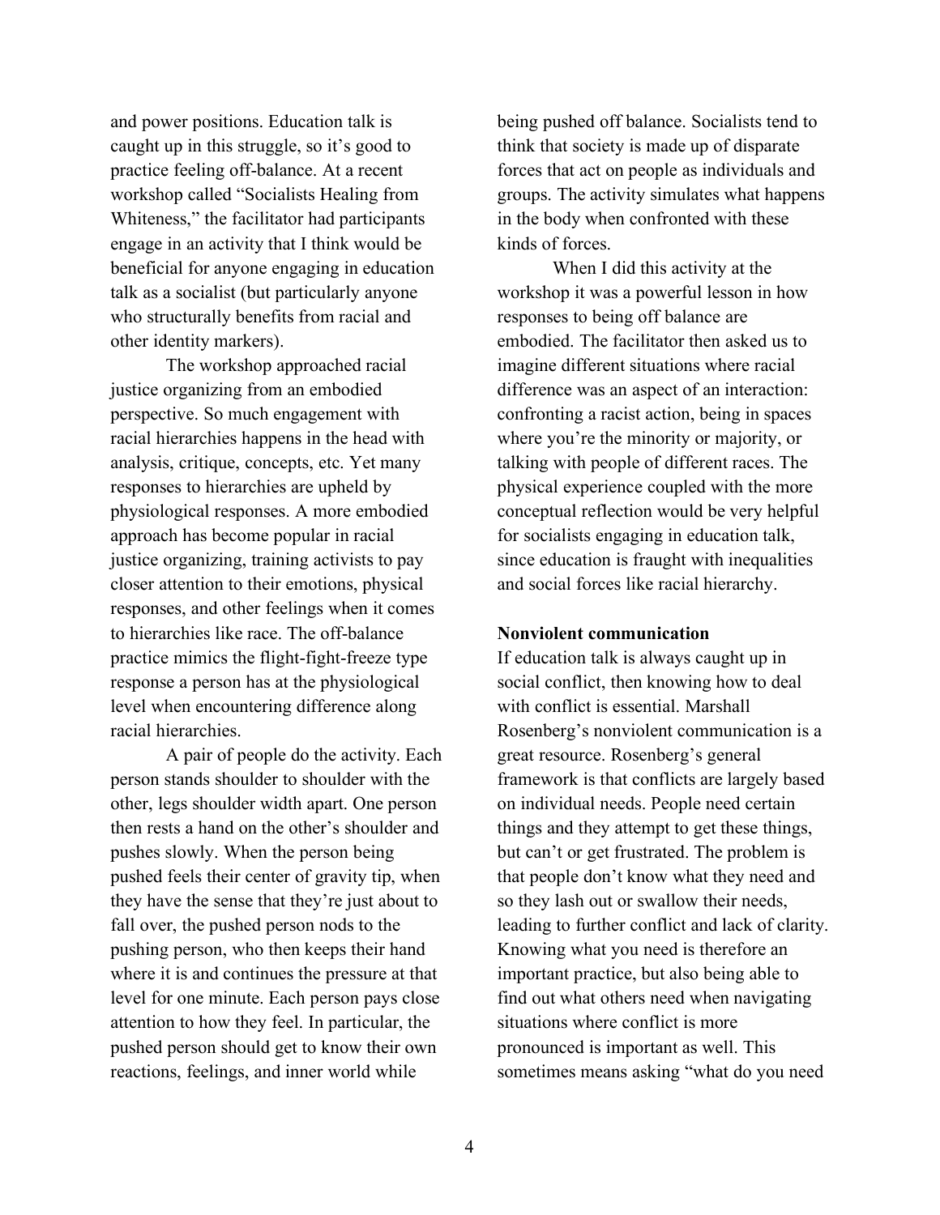and power positions. Education talk is caught up in this struggle, so it's good to practice feeling off-balance. At a recent workshop called "Socialists Healing from Whiteness," the facilitator had participants engage in an activity that I think would be beneficial for anyone engaging in education talk as a socialist (but particularly anyone who structurally benefits from racial and other identity markers).

The workshop approached racial justice organizing from an embodied perspective. So much engagement with racial hierarchies happens in the head with analysis, critique, concepts, etc. Yet many responses to hierarchies are upheld by physiological responses. A more embodied approach has become popular in racial justice organizing, training activists to pay closer attention to their emotions, physical responses, and other feelings when it comes to hierarchies like race. The off-balance practice mimics the flight-fight-freeze type response a person has at the physiological level when encountering difference along racial hierarchies.

A pair of people do the activity. Each person stands shoulder to shoulder with the other, legs shoulder width apart. One person then rests a hand on the other's shoulder and pushes slowly. When the person being pushed feels their center of gravity tip, when they have the sense that they're just about to fall over, the pushed person nods to the pushing person, who then keeps their hand where it is and continues the pressure at that level for one minute. Each person pays close attention to how they feel. In particular, the pushed person should get to know their own reactions, feelings, and inner world while being pushed off balance. Socialists tend to think that society is made up of disparate forces that act on people as individuals and groups. The activity simulates what happens in the body when confronted with these kinds of forces.

When I did this activity at the workshop it was a powerful lesson in how responses to being off balance are embodied. The facilitator then asked us to imagine different situations where racial difference was an aspect of an interaction: confronting a racist action, being in spaces where you're the minority or majority, or talking with people of different races. The physical experience coupled with the more conceptual reflection would be very helpful for socialists engaging in education talk, since education is fraught with inequalities and social forces like racial hierarchy.

**Nonviolent communication**

If education talk is always caught up in social conflict, then knowing how to deal with conflict is essential. Marshall Rosenberg's nonviolent communication is a great resource. Rosenberg's general framework is that conflicts are largely based on individual needs. People need certain things and they attempt to get these things, but can't or get frustrated. The problem is that people don't know what they need and so they lash out or swallow their needs, leading to further conflict and lack of clarity. Knowing what you need is therefore an important practice, but also being able to find out what others need when navigating situations where conflict is more pronounced is important as well. This sometimes means asking "what do you need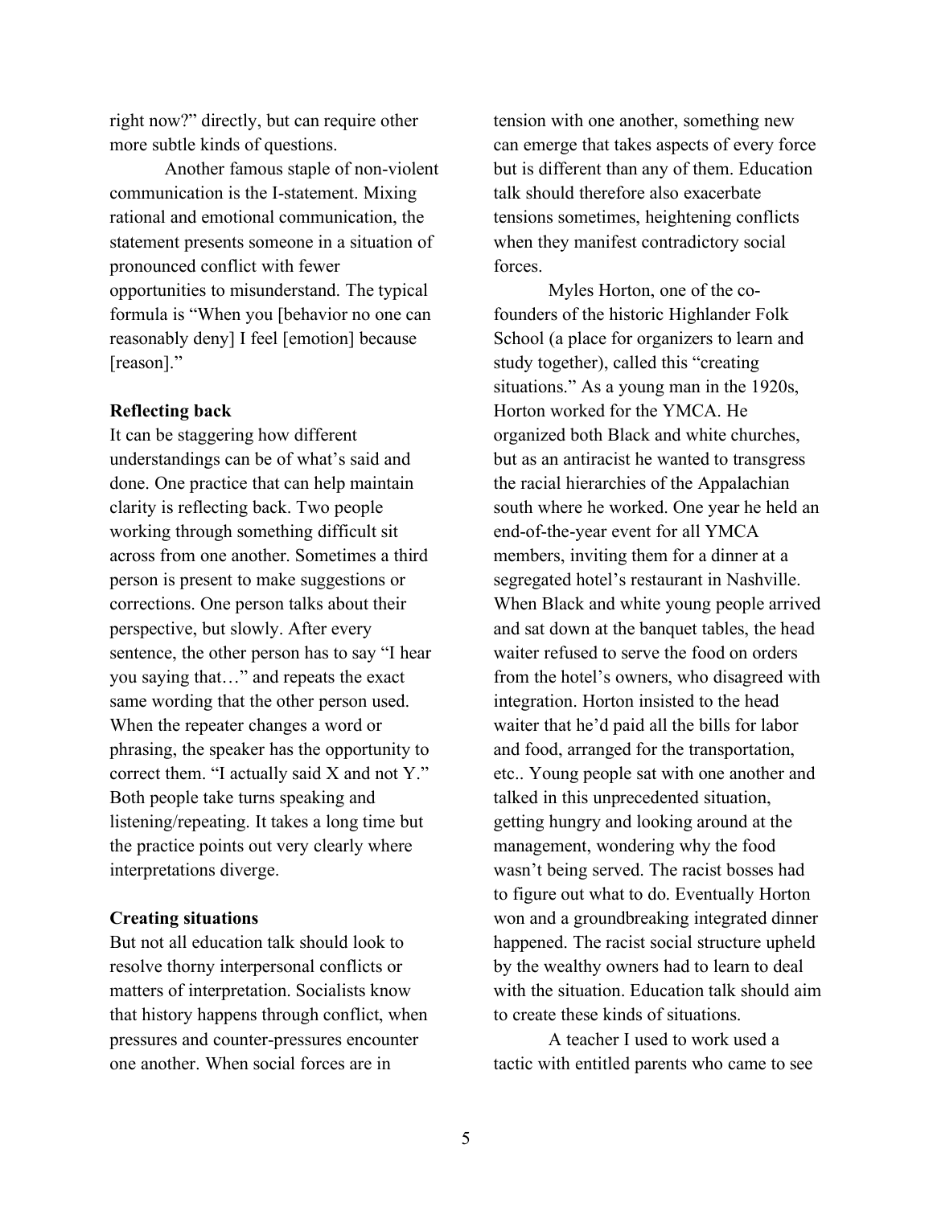right now?" directly, but can require other more subtle kinds of questions.

Another famous staple of non-violent communication is the I-statement. Mixing rational and emotional communication, the statement presents someone in a situation of pronounced conflict with fewer opportunities to misunderstand. The typical formula is "When you [behavior no one can reasonably deny] I feel [emotion] because [reason]."

**Reflecting back**

It can be staggering how different understandings can be of what's said and done. One practice that can help maintain clarity is reflecting back. Two people working through something difficult sit across from one another. Sometimes a third person is present to make suggestions or corrections. One person talks about their perspective, but slowly. After every sentence, the other person has to say "I hear you saying that…" and repeats the exact same wording that the other person used. When the repeater changes a word or phrasing, the speaker has the opportunity to correct them. "I actually said X and not Y." Both people take turns speaking and listening/repeating. It takes a long time but the practice points out very clearly where interpretations diverge.

**Creating situations**

But not all education talk should look to resolve thorny interpersonal conflicts or matters of interpretation. Socialists know that history happens through conflict, when pressures and counter-pressures encounter one another. When social forces are in tension with one another, something new can emerge that takes aspects of every force but is different than any of them. Education talk should therefore also exacerbate tensions sometimes, heightening conflicts when they manifest contradictory social forces.

Myles Horton, one of the co-founders of the historic Highlander Folk School (a place for organizers to learn and study together), called this "creating situations." As a young man in the 1920s, Horton worked for the YMCA. He organized both Black and white churches, but as an antiracist he wanted to transgress the racial hierarchies of the Appalachian south where he worked. One year he held an end-of-the-year event for all YMCA members, inviting them for a dinner at a segregated hotel's restaurant in Nashville. When Black and white young people arrived and sat down at the banquet tables, the head waiter refused to serve the food on orders from the hotel's owners, who disagreed with integration. Horton insisted to the head waiter that he'd paid all the bills for labor and food, arranged for the transportation, etc.. Young people sat with one another and talked in this unprecedented situation, getting hungry and looking around at the management, wondering why the food wasn't being served. The racist bosses had to figure out what to do. Eventually Horton won and a groundbreaking integrated dinner happened. The racist social structure upheld by the wealthy owners had to learn to deal with the situation. Education talk should aim to create these kinds of situations.

A teacher I used to work used a tactic with entitled parents who came to see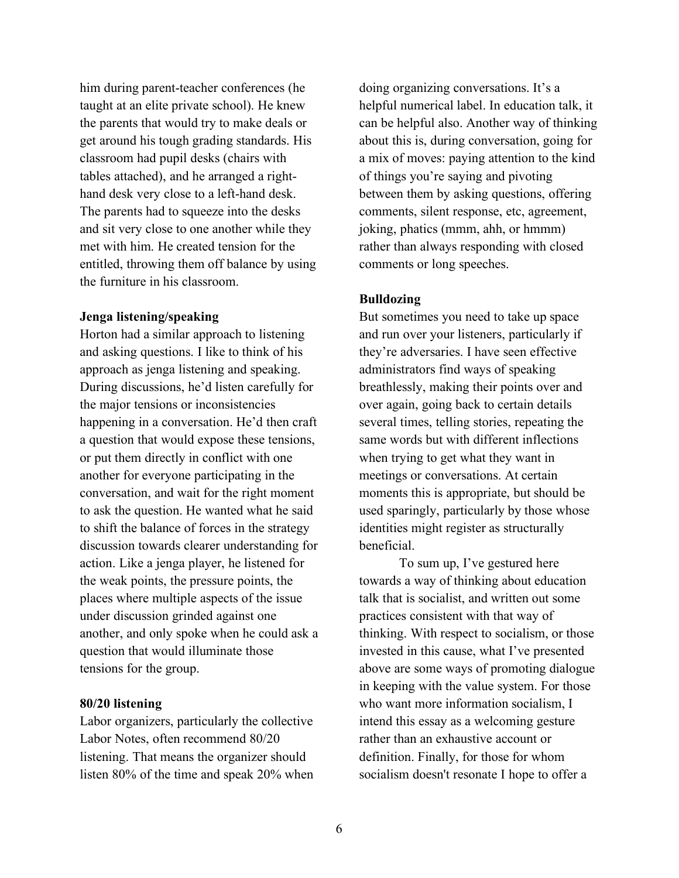him during parent-teacher conferences (he taught at an elite private school). He knew the parents that would try to make deals or get around his tough grading standards. His classroom had pupil desks (chairs with tables attached), and he arranged a right-hand desk very close to a left-hand desk. The parents had to squeeze into the desks and sit very close to one another while they met with him. He created tension for the entitled, throwing them off balance by using the furniture in his classroom.

**Jenga listening/speaking**

Horton had a similar approach to listening and asking questions. I like to think of his approach as jenga listening and speaking. During discussions, he'd listen carefully for the major tensions or inconsistencies happening in a conversation. He'd then craft a question that would expose these tensions, or put them directly in conflict with one another for everyone participating in the conversation, and wait for the right moment to ask the question. He wanted what he said to shift the balance of forces in the strategy discussion towards clearer understanding for action. Like a jenga player, he listened for the weak points, the pressure points, the places where multiple aspects of the issue under discussion grinded against one another, and only spoke when he could ask a question that would illuminate those tensions for the group.

**80/20 listening**

Labor organizers, particularly the collective Labor Notes, often recommend 80/20 listening. That means the organizer should listen 80% of the time and speak 20% when doing organizing conversations. It's a helpful numerical label. In education talk, it can be helpful also. Another way of thinking about this is, during conversation, going for a mix of moves: paying attention to the kind of things you're saying and pivoting between them by asking questions, offering comments, silent response, etc, agreement, joking, phatics (mmm, ahh, or hmmm) rather than always responding with closed comments or long speeches.

**Bulldozing**

But sometimes you need to take up space and run over your listeners, particularly if they're adversaries. I have seen effective administrators find ways of speaking breathlessly, making their points over and over again, going back to certain details several times, telling stories, repeating the same words but with different inflections when trying to get what they want in meetings or conversations. At certain moments this is appropriate, but should be used sparingly, particularly by those whose identities might register as structurally beneficial.

To sum up, I've gestured here towards a way of thinking about education talk that is socialist, and written out some practices consistent with that way of thinking. With respect to socialism, or those invested in this cause, what I've presented above are some ways of promoting dialogue in keeping with the value system. For those who want more information socialism, I intend this essay as a welcoming gesture rather than an exhaustive account or definition. Finally, for those for whom socialism doesn't resonate I hope to offer a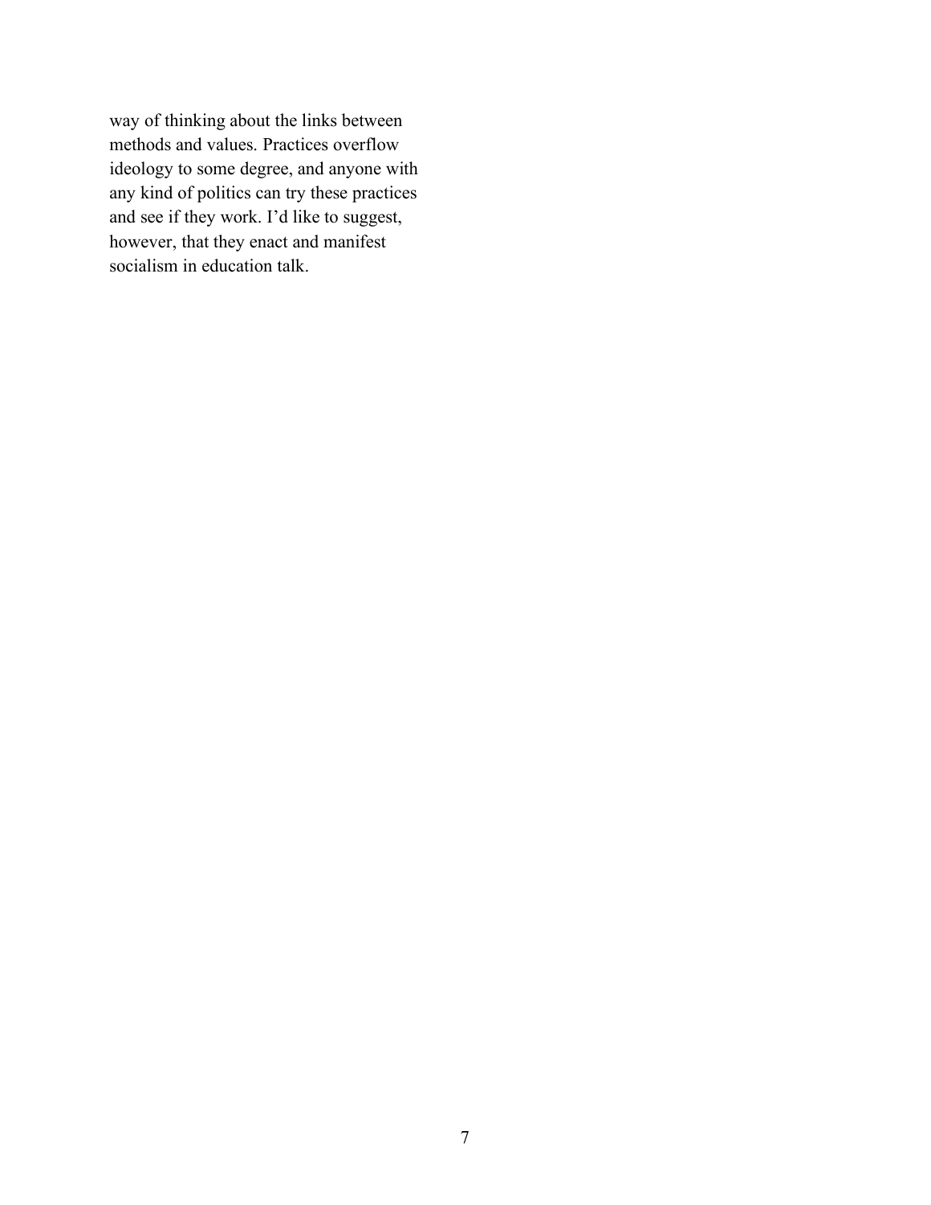way of thinking about the links between methods and values. Practices overflow ideology to some degree, and anyone with any kind of politics can try these practices and see if they work. I'd like to suggest, however, that they enact and manifest socialism in education talk.